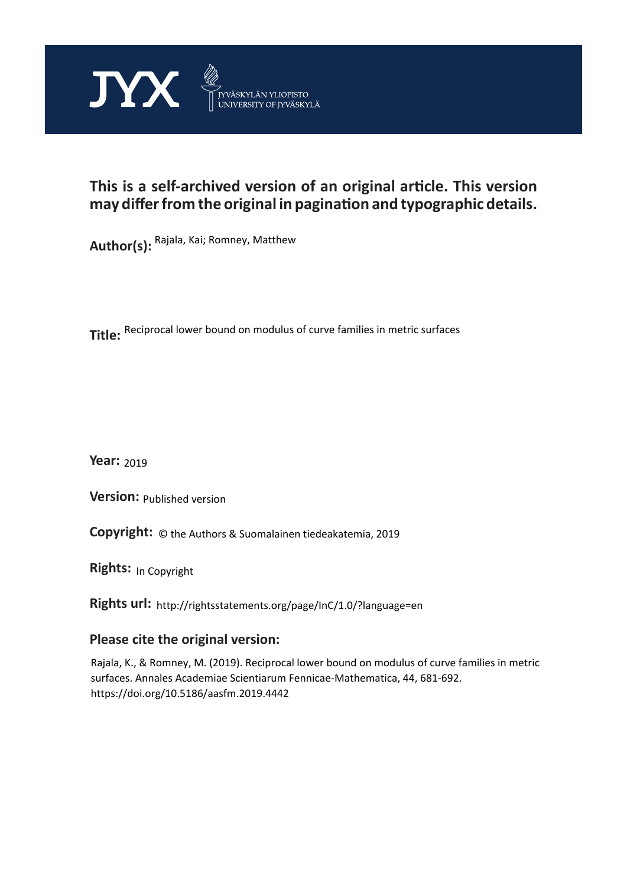JYX JYVÄSKYLÄN YLIOPISTO UNIVERSITY OF JYVÄSKYLÄ

**This is a self-archived version of an original article. This version may differ from the original in pagination and typographic details.**

**Author(s):** Rajala, Kai; Romney, Matthew

**Title:** Reciprocal lower bound on modulus of curve families in metric surfaces

**Year:** 2019

**Version:** Published version

**Copyright:** © the Authors & Suomalainen tiedeakatemia, 2019

**Rights:** In Copyright

**Rights url:** http://rightsstatements.org/page/InC/1.0/?language=en

**Please cite the original version:**

Rajala, K., & Romney, M. (2019). Reciprocal lower bound on modulus of curve families in metric surfaces. Annales Academiae Scientiarum Fennicae-Mathematica, 44, 681-692. https://doi.org/10.5186/aasfm.2019.4442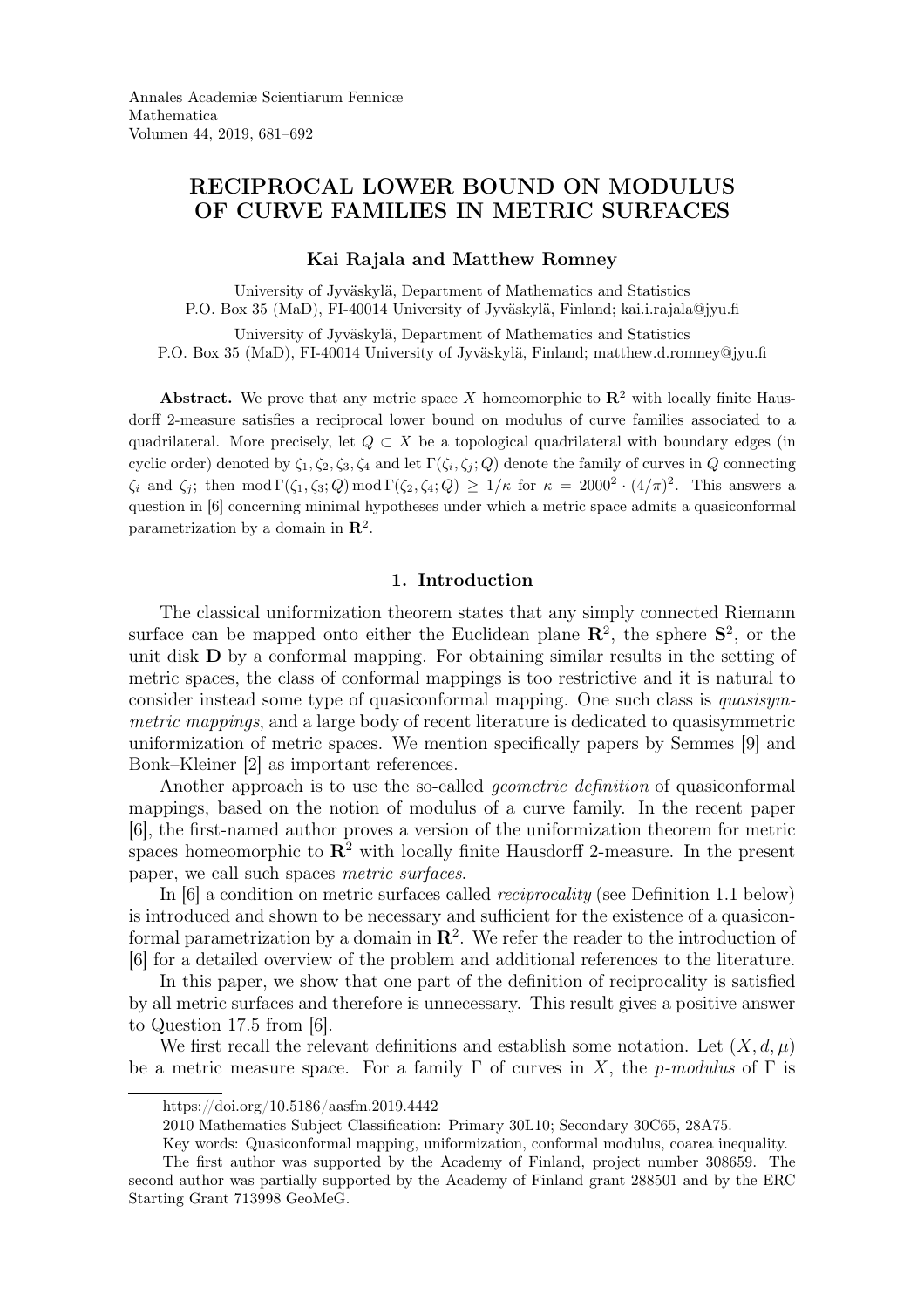Annales Academiæ Scientiarum Fennicæ
Mathematica
Volumen 44, 2019, 681–692

# RECIPROCAL LOWER BOUND ON MODULUS OF CURVE FAMILIES IN METRIC SURFACES

**Kai Rajala and Matthew Romney**

University of Jyväskylä, Department of Mathematics and Statistics
P.O. Box 35 (MaD), FI-40014 University of Jyväskylä, Finland; kai.i.rajala@jyu.fi

University of Jyväskylä, Department of Mathematics and Statistics
P.O. Box 35 (MaD), FI-40014 University of Jyväskylä, Finland; matthew.d.romney@jyu.fi

**Abstract.** We prove that any metric space $X$ homeomorphic to $\mathbf{R}^2$ with locally finite Hausdorff 2-measure satisfies a reciprocal lower bound on modulus of curve families associated to a quadrilateral. More precisely, let $Q \subset X$ be a topological quadrilateral with boundary edges (in cyclic order) denoted by $\zeta_1, \zeta_2, \zeta_3, \zeta_4$ and let $\Gamma(\zeta_i, \zeta_j; Q)$ denote the family of curves in $Q$ connecting $\zeta_i$ and $\zeta_j$; then $\operatorname{mod} \Gamma(\zeta_1, \zeta_3; Q) \operatorname{mod} \Gamma(\zeta_2, \zeta_4; Q) \geq 1/\kappa$ for $\kappa = 2000^2 \cdot (4/\pi)^2$. This answers a question in [6] concerning minimal hypotheses under which a metric space admits a quasiconformal parametrization by a domain in $\mathbf{R}^2$.

## 1. Introduction

The classical uniformization theorem states that any simply connected Riemann surface can be mapped onto either the Euclidean plane $\mathbf{R}^2$, the sphere $\mathbf{S}^2$, or the unit disk $\mathbf{D}$ by a conformal mapping. For obtaining similar results in the setting of metric spaces, the class of conformal mappings is too restrictive and it is natural to consider instead some type of quasiconformal mapping. One such class is *quasisymmetric mappings*, and a large body of recent literature is dedicated to quasisymmetric uniformization of metric spaces. We mention specifically papers by Semmes [9] and Bonk–Kleiner [2] as important references.

Another approach is to use the so-called *geometric definition* of quasiconformal mappings, based on the notion of modulus of a curve family. In the recent paper [6], the first-named author proves a version of the uniformization theorem for metric spaces homeomorphic to $\mathbf{R}^2$ with locally finite Hausdorff 2-measure. In the present paper, we call such spaces *metric surfaces*.

In [6] a condition on metric surfaces called *reciprocality* (see Definition 1.1 below) is introduced and shown to be necessary and sufficient for the existence of a quasiconformal parametrization by a domain in $\mathbf{R}^2$. We refer the reader to the introduction of [6] for a detailed overview of the problem and additional references to the literature.

In this paper, we show that one part of the definition of reciprocality is satisfied by all metric surfaces and therefore is unnecessary. This result gives a positive answer to Question 17.5 from [6].

We first recall the relevant definitions and establish some notation. Let $(X, d, \mu)$ be a metric measure space. For a family $\Gamma$ of curves in $X$, the *p-modulus* of $\Gamma$ is

https://doi.org/10.5186/aasfm.2019.4442

2010 Mathematics Subject Classification: Primary 30L10; Secondary 30C65, 28A75.

Key words: Quasiconformal mapping, uniformization, conformal modulus, coarea inequality.

The first author was supported by the Academy of Finland, project number 308659. The second author was partially supported by the Academy of Finland grant 288501 and by the ERC Starting Grant 713998 GeoMeG.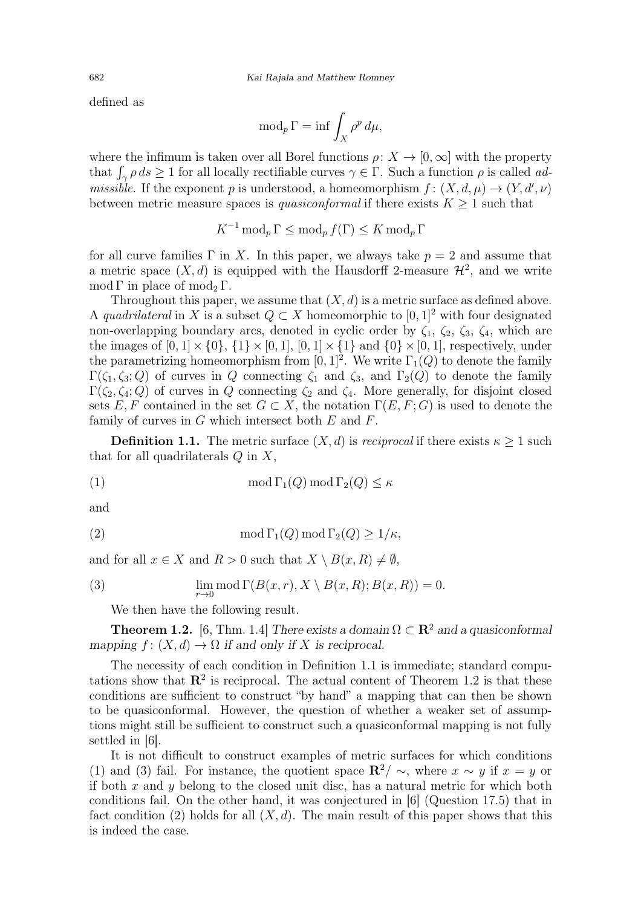defined as

$$\operatorname{mod}_p \Gamma = \inf \int_X \rho^p \, d\mu,$$

where the infimum is taken over all Borel functions $\rho\colon X \to [0,\infty]$ with the property that $\int_\gamma \rho \, ds \geq 1$ for all locally rectifiable curves $\gamma \in \Gamma$. Such a function $\rho$ is called *admissible.* If the exponent $p$ is understood, a homeomorphism $f\colon (X,d,\mu) \to (Y,d',\nu)$ between metric measure spaces is *quasiconformal* if there exists $K \geq 1$ such that

$$K^{-1} \operatorname{mod}_p \Gamma \leq \operatorname{mod}_p f(\Gamma) \leq K \operatorname{mod}_p \Gamma$$

for all curve families $\Gamma$ in $X$. In this paper, we always take $p = 2$ and assume that a metric space $(X,d)$ is equipped with the Hausdorff 2-measure $\mathcal{H}^2$, and we write $\operatorname{mod} \Gamma$ in place of $\operatorname{mod}_2 \Gamma$.

Throughout this paper, we assume that $(X,d)$ is a metric surface as defined above. A *quadrilateral* in $X$ is a subset $Q \subset X$ homeomorphic to $[0,1]^2$ with four designated non-overlapping boundary arcs, denoted in cyclic order by $\zeta_1$, $\zeta_2$, $\zeta_3$, $\zeta_4$, which are the images of $[0,1] \times \{0\}$, $\{1\} \times [0,1]$, $[0,1] \times \{1\}$ and $\{0\} \times [0,1]$, respectively, under the parametrizing homeomorphism from $[0,1]^2$. We write $\Gamma_1(Q)$ to denote the family $\Gamma(\zeta_1,\zeta_3;Q)$ of curves in $Q$ connecting $\zeta_1$ and $\zeta_3$, and $\Gamma_2(Q)$ to denote the family $\Gamma(\zeta_2,\zeta_4;Q)$ of curves in $Q$ connecting $\zeta_2$ and $\zeta_4$. More generally, for disjoint closed sets $E,F$ contained in the set $G \subset X$, the notation $\Gamma(E,F;G)$ is used to denote the family of curves in $G$ which intersect both $E$ and $F$.

**Definition 1.1.** The metric surface $(X,d)$ is *reciprocal* if there exists $\kappa \geq 1$ such that for all quadrilaterals $Q$ in $X$,

$$\operatorname{mod} \Gamma_1(Q) \operatorname{mod} \Gamma_2(Q) \leq \kappa \tag{1}$$

and

$$\operatorname{mod} \Gamma_1(Q) \operatorname{mod} \Gamma_2(Q) \geq 1/\kappa, \tag{2}$$

and for all $x \in X$ and $R > 0$ such that $X \setminus B(x,R) \neq \emptyset$,

$$\lim_{r\to 0} \operatorname{mod} \Gamma(B(x,r), X \setminus B(x,R); B(x,R)) = 0. \tag{3}$$

We then have the following result.

**Theorem 1.2.** [6, Thm. 1.4] *There exists a domain $\Omega \subset \mathbf{R}^2$ and a quasiconformal mapping $f\colon (X,d) \to \Omega$ if and only if $X$ is reciprocal.*

The necessity of each condition in Definition 1.1 is immediate; standard computations show that $\mathbf{R}^2$ is reciprocal. The actual content of Theorem 1.2 is that these conditions are sufficient to construct "by hand" a mapping that can then be shown to be quasiconformal. However, the question of whether a weaker set of assumptions might still be sufficient to construct such a quasiconformal mapping is not fully settled in [6].

It is not difficult to construct examples of metric surfaces for which conditions (1) and (3) fail. For instance, the quotient space $\mathbf{R}^2/\sim$, where $x \sim y$ if $x = y$ or if both $x$ and $y$ belong to the closed unit disc, has a natural metric for which both conditions fail. On the other hand, it was conjectured in [6] (Question 17.5) that in fact condition (2) holds for all $(X,d)$. The main result of this paper shows that this is indeed the case.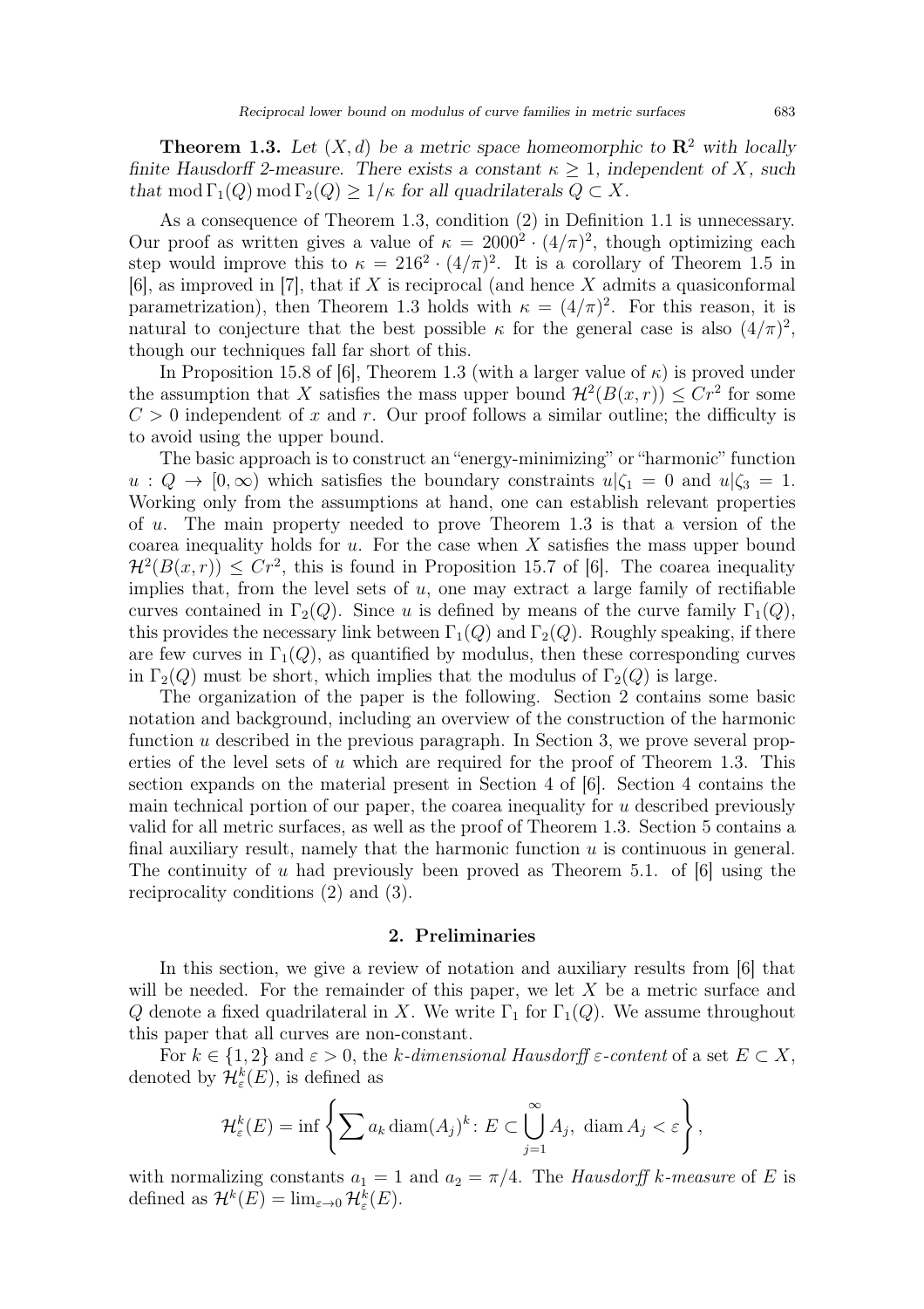**Theorem 1.3.** *Let $(X,d)$ be a metric space homeomorphic to $\mathbf{R}^2$ with locally finite Hausdorff 2-measure. There exists a constant $\kappa \geq 1$, independent of $X$, such that $\operatorname{mod} \Gamma_1(Q) \operatorname{mod} \Gamma_2(Q) \geq 1/\kappa$ for all quadrilaterals $Q \subset X$.*

As a consequence of Theorem 1.3, condition (2) in Definition 1.1 is unnecessary. Our proof as written gives a value of $\kappa = 2000^2 \cdot (4/\pi)^2$, though optimizing each step would improve this to $\kappa = 216^2 \cdot (4/\pi)^2$. It is a corollary of Theorem 1.5 in [6], as improved in [7], that if $X$ is reciprocal (and hence $X$ admits a quasiconformal parametrization), then Theorem 1.3 holds with $\kappa = (4/\pi)^2$. For this reason, it is natural to conjecture that the best possible $\kappa$ for the general case is also $(4/\pi)^2$, though our techniques fall far short of this.

In Proposition 15.8 of [6], Theorem 1.3 (with a larger value of $\kappa$) is proved under the assumption that $X$ satisfies the mass upper bound $\mathcal{H}^2(B(x,r)) \leq Cr^2$ for some $C > 0$ independent of $x$ and $r$. Our proof follows a similar outline; the difficulty is to avoid using the upper bound.

The basic approach is to construct an "energy-minimizing" or "harmonic" function $u \colon Q \to [0,\infty)$ which satisfies the boundary constraints $u|\zeta_1 = 0$ and $u|\zeta_3 = 1$. Working only from the assumptions at hand, one can establish relevant properties of $u$. The main property needed to prove Theorem 1.3 is that a version of the coarea inequality holds for $u$. For the case when $X$ satisfies the mass upper bound $\mathcal{H}^2(B(x,r)) \leq Cr^2$, this is found in Proposition 15.7 of [6]. The coarea inequality implies that, from the level sets of $u$, one may extract a large family of rectifiable curves contained in $\Gamma_2(Q)$. Since $u$ is defined by means of the curve family $\Gamma_1(Q)$, this provides the necessary link between $\Gamma_1(Q)$ and $\Gamma_2(Q)$. Roughly speaking, if there are few curves in $\Gamma_1(Q)$, as quantified by modulus, then these corresponding curves in $\Gamma_2(Q)$ must be short, which implies that the modulus of $\Gamma_2(Q)$ is large.

The organization of the paper is the following. Section 2 contains some basic notation and background, including an overview of the construction of the harmonic function $u$ described in the previous paragraph. In Section 3, we prove several properties of the level sets of $u$ which are required for the proof of Theorem 1.3. This section expands on the material present in Section 4 of [6]. Section 4 contains the main technical portion of our paper, the coarea inequality for $u$ described previously valid for all metric surfaces, as well as the proof of Theorem 1.3. Section 5 contains a final auxiliary result, namely that the harmonic function $u$ is continuous in general. The continuity of $u$ had previously been proved as Theorem 5.1. of [6] using the reciprocality conditions (2) and (3).

## 2. Preliminaries

In this section, we give a review of notation and auxiliary results from [6] that will be needed. For the remainder of this paper, we let $X$ be a metric surface and $Q$ denote a fixed quadrilateral in $X$. We write $\Gamma_1$ for $\Gamma_1(Q)$. We assume throughout this paper that all curves are non-constant.

For $k \in \{1,2\}$ and $\varepsilon > 0$, the *$k$-dimensional Hausdorff $\varepsilon$-content* of a set $E \subset X$, denoted by $\mathcal{H}^k_\varepsilon(E)$, is defined as

$$\mathcal{H}^k_\varepsilon(E) = \inf\left\{\sum a_k \operatorname{diam}(A_j)^k \colon E \subset \bigcup_{j=1}^\infty A_j,\ \operatorname{diam} A_j < \varepsilon\right\},$$

with normalizing constants $a_1 = 1$ and $a_2 = \pi/4$. The *Hausdorff $k$-measure* of $E$ is defined as $\mathcal{H}^k(E) = \lim_{\varepsilon \to 0} \mathcal{H}^k_\varepsilon(E)$.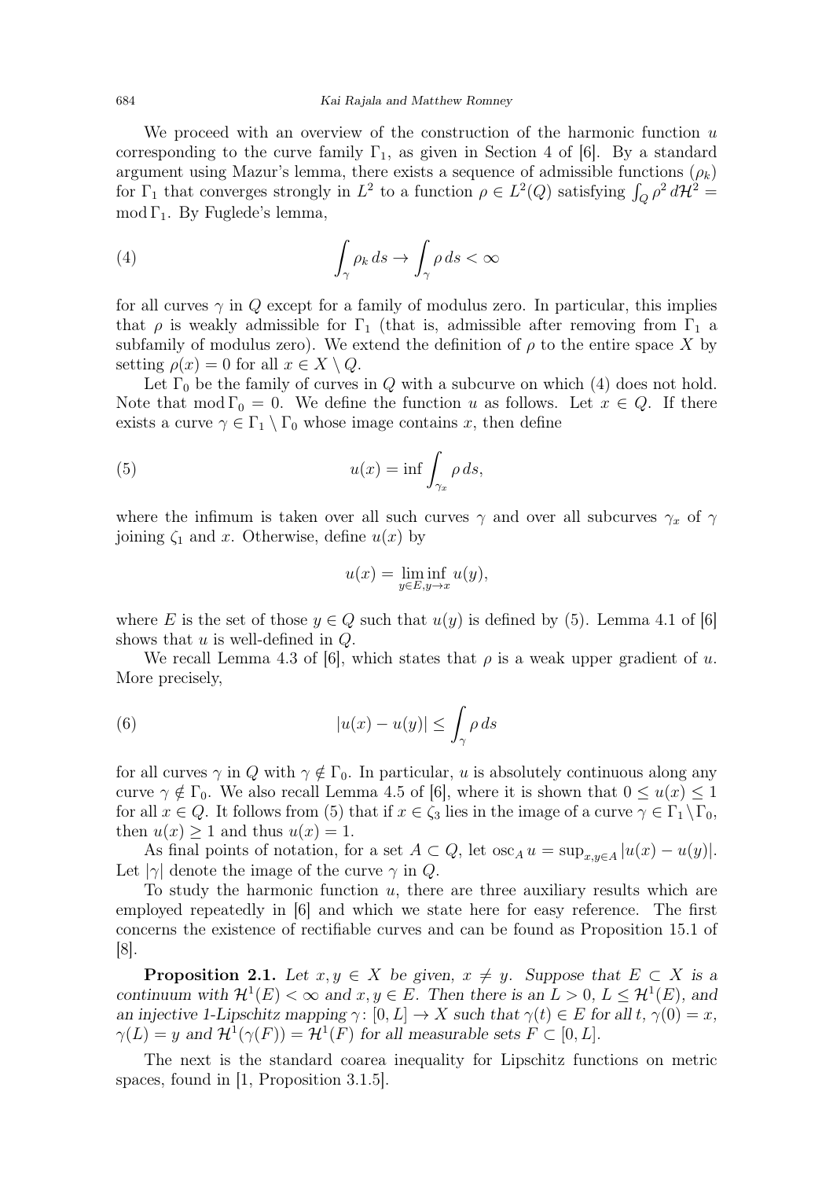We proceed with an overview of the construction of the harmonic function $u$ corresponding to the curve family $\Gamma_1$, as given in Section 4 of [6]. By a standard argument using Mazur's lemma, there exists a sequence of admissible functions $(\rho_k)$ for $\Gamma_1$ that converges strongly in $L^2$ to a function $\rho \in L^2(Q)$ satisfying $\int_Q \rho^2 \, d\mathcal{H}^2 = \operatorname{mod} \Gamma_1$. By Fuglede's lemma,

$$\int_\gamma \rho_k \, ds \to \int_\gamma \rho \, ds < \infty \tag{4}$$

for all curves $\gamma$ in $Q$ except for a family of modulus zero. In particular, this implies that $\rho$ is weakly admissible for $\Gamma_1$ (that is, admissible after removing from $\Gamma_1$ a subfamily of modulus zero). We extend the definition of $\rho$ to the entire space $X$ by setting $\rho(x) = 0$ for all $x \in X \setminus Q$.

Let $\Gamma_0$ be the family of curves in $Q$ with a subcurve on which (4) does not hold. Note that $\operatorname{mod} \Gamma_0 = 0$. We define the function $u$ as follows. Let $x \in Q$. If there exists a curve $\gamma \in \Gamma_1 \setminus \Gamma_0$ whose image contains $x$, then define

$$u(x) = \inf \int_{\gamma_x} \rho \, ds, \tag{5}$$

where the infimum is taken over all such curves $\gamma$ and over all subcurves $\gamma_x$ of $\gamma$ joining $\zeta_1$ and $x$. Otherwise, define $u(x)$ by

$$u(x) = \liminf_{y \in E, y \to x} u(y),$$

where $E$ is the set of those $y \in Q$ such that $u(y)$ is defined by (5). Lemma 4.1 of [6] shows that $u$ is well-defined in $Q$.

We recall Lemma 4.3 of [6], which states that $\rho$ is a weak upper gradient of $u$. More precisely,

$$|u(x) - u(y)| \leq \int_\gamma \rho \, ds \tag{6}$$

for all curves $\gamma$ in $Q$ with $\gamma \notin \Gamma_0$. In particular, $u$ is absolutely continuous along any curve $\gamma \notin \Gamma_0$. We also recall Lemma 4.5 of [6], where it is shown that $0 \leq u(x) \leq 1$ for all $x \in Q$. It follows from (5) that if $x \in \zeta_3$ lies in the image of a curve $\gamma \in \Gamma_1 \setminus \Gamma_0$, then $u(x) \geq 1$ and thus $u(x) = 1$.

As final points of notation, for a set $A \subset Q$, let $\operatorname{osc}_A u = \sup_{x,y \in A} |u(x) - u(y)|$. Let $|\gamma|$ denote the image of the curve $\gamma$ in $Q$.

To study the harmonic function $u$, there are three auxiliary results which are employed repeatedly in [6] and which we state here for easy reference. The first concerns the existence of rectifiable curves and can be found as Proposition 15.1 of [8].

**Proposition 2.1.** *Let $x, y \in X$ be given, $x \neq y$. Suppose that $E \subset X$ is a continuum with $\mathcal{H}^1(E) < \infty$ and $x, y \in E$. Then there is an $L > 0$, $L \leq \mathcal{H}^1(E)$, and an injective 1-Lipschitz mapping $\gamma \colon [0, L] \to X$ such that $\gamma(t) \in E$ for all $t$, $\gamma(0) = x$, $\gamma(L) = y$ and $\mathcal{H}^1(\gamma(F)) = \mathcal{H}^1(F)$ for all measurable sets $F \subset [0, L]$.*

The next is the standard coarea inequality for Lipschitz functions on metric spaces, found in [1, Proposition 3.1.5].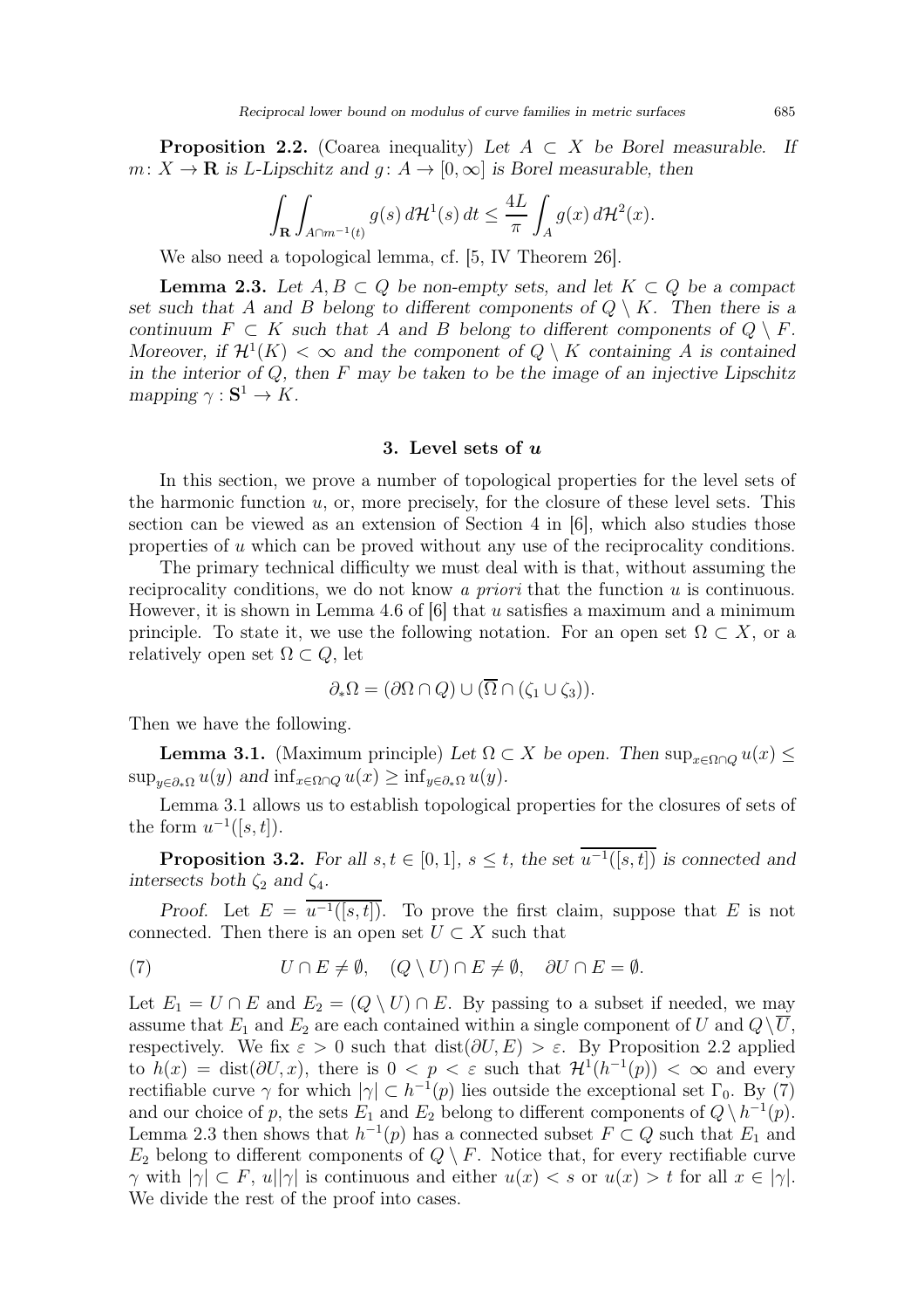**Proposition 2.2.** (Coarea inequality) *Let $A \subset X$ be Borel measurable. If $m\colon X \to \mathbf{R}$ is $L$-Lipschitz and $g\colon A \to [0,\infty]$ is Borel measurable, then*

$$\int_{\mathbf{R}} \int_{A \cap m^{-1}(t)} g(s)\, d\mathcal{H}^1(s)\, dt \le \frac{4L}{\pi} \int_A g(x)\, d\mathcal{H}^2(x).$$

We also need a topological lemma, cf. [5, IV Theorem 26].

**Lemma 2.3.** *Let $A, B \subset Q$ be non-empty sets, and let $K \subset Q$ be a compact set such that $A$ and $B$ belong to different components of $Q \setminus K$. Then there is a continuum $F \subset K$ such that $A$ and $B$ belong to different components of $Q \setminus F$. Moreover, if $\mathcal{H}^1(K) < \infty$ and the component of $Q \setminus K$ containing $A$ is contained in the interior of $Q$, then $F$ may be taken to be the image of an injective Lipschitz mapping $\gamma : \mathbf{S}^1 \to K$.*

## 3. Level sets of $u$

In this section, we prove a number of topological properties for the level sets of the harmonic function $u$, or, more precisely, for the closure of these level sets. This section can be viewed as an extension of Section 4 in [6], which also studies those properties of $u$ which can be proved without any use of the reciprocality conditions.

The primary technical difficulty we must deal with is that, without assuming the reciprocality conditions, we do not know *a priori* that the function $u$ is continuous. However, it is shown in Lemma 4.6 of [6] that $u$ satisfies a maximum and a minimum principle. To state it, we use the following notation. For an open set $\Omega \subset X$, or a relatively open set $\Omega \subset Q$, let

$$\partial_* \Omega = (\partial\Omega \cap Q) \cup (\overline{\Omega} \cap (\zeta_1 \cup \zeta_3)).$$

Then we have the following.

**Lemma 3.1.** (Maximum principle) *Let $\Omega \subset X$ be open. Then $\sup_{x \in \Omega \cap Q} u(x) \le \sup_{y \in \partial_* \Omega} u(y)$ and $\inf_{x \in \Omega \cap Q} u(x) \ge \inf_{y \in \partial_* \Omega} u(y)$.*

Lemma 3.1 allows us to establish topological properties for the closures of sets of the form $u^{-1}([s,t])$.

**Proposition 3.2.** *For all $s, t \in [0,1]$, $s \le t$, the set $\overline{u^{-1}([s,t])}$ is connected and intersects both $\zeta_2$ and $\zeta_4$.*

*Proof.* Let $E = \overline{u^{-1}([s,t])}$. To prove the first claim, suppose that $E$ is not connected. Then there is an open set $U \subset X$ such that

$$U \cap E \ne \emptyset, \quad (Q \setminus U) \cap E \ne \emptyset, \quad \partial U \cap E = \emptyset. \tag{7}$$

Let $E_1 = U \cap E$ and $E_2 = (Q \setminus U) \cap E$. By passing to a subset if needed, we may assume that $E_1$ and $E_2$ are each contained within a single component of $U$ and $Q \setminus \overline{U}$, respectively. We fix $\varepsilon > 0$ such that $\operatorname{dist}(\partial U, E) > \varepsilon$. By Proposition 2.2 applied to $h(x) = \operatorname{dist}(\partial U, x)$, there is $0 < p < \varepsilon$ such that $\mathcal{H}^1(h^{-1}(p)) < \infty$ and every rectifiable curve $\gamma$ for which $|\gamma| \subset h^{-1}(p)$ lies outside the exceptional set $\Gamma_0$. By (7) and our choice of $p$, the sets $E_1$ and $E_2$ belong to different components of $Q \setminus h^{-1}(p)$. Lemma 2.3 then shows that $h^{-1}(p)$ has a connected subset $F \subset Q$ such that $E_1$ and $E_2$ belong to different components of $Q \setminus F$. Notice that, for every rectifiable curve $\gamma$ with $|\gamma| \subset F$, $u||\gamma|$ is continuous and either $u(x) < s$ or $u(x) > t$ for all $x \in |\gamma|$. We divide the rest of the proof into cases.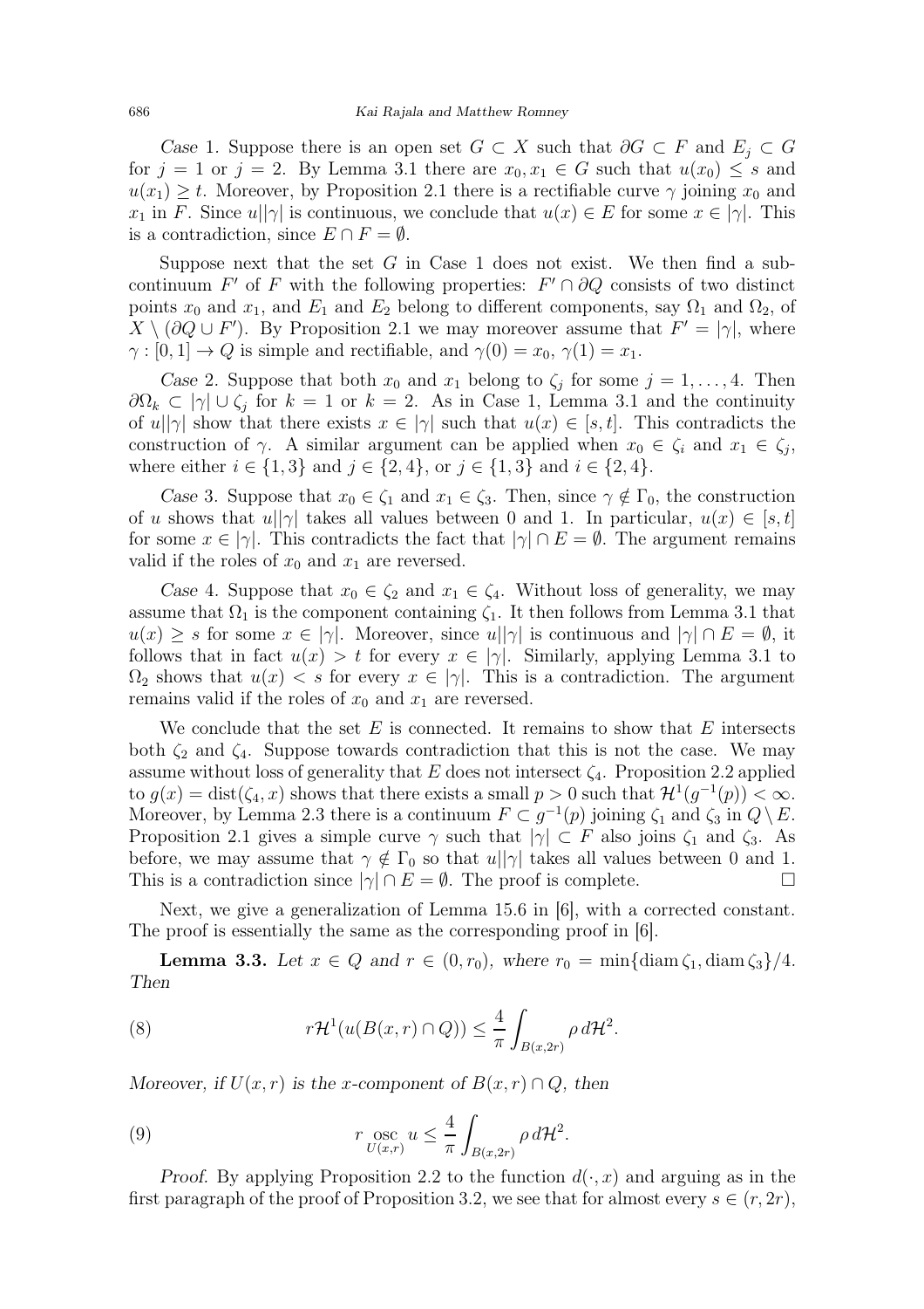*Case* 1. Suppose there is an open set $G \subset X$ such that $\partial G \subset F$ and $E_j \subset G$ for $j = 1$ or $j = 2$. By Lemma 3.1 there are $x_0, x_1 \in G$ such that $u(x_0) \le s$ and $u(x_1) \ge t$. Moreover, by Proposition 2.1 there is a rectifiable curve $\gamma$ joining $x_0$ and $x_1$ in $F$. Since $u||\gamma|$ is continuous, we conclude that $u(x) \in E$ for some $x \in |\gamma|$. This is a contradiction, since $E \cap F = \emptyset$.

Suppose next that the set $G$ in Case 1 does not exist. We then find a subcontinuum $F'$ of $F$ with the following properties: $F' \cap \partial Q$ consists of two distinct points $x_0$ and $x_1$, and $E_1$ and $E_2$ belong to different components, say $\Omega_1$ and $\Omega_2$, of $X \setminus (\partial Q \cup F')$. By Proposition 2.1 we may moreover assume that $F' = |\gamma|$, where $\gamma \colon [0,1] \to Q$ is simple and rectifiable, and $\gamma(0) = x_0$, $\gamma(1) = x_1$.

*Case* 2. Suppose that both $x_0$ and $x_1$ belong to $\zeta_j$ for some $j = 1, \ldots, 4$. Then $\partial\Omega_k \subset |\gamma| \cup \zeta_j$ for $k = 1$ or $k = 2$. As in Case 1, Lemma 3.1 and the continuity of $u||\gamma|$ show that there exists $x \in |\gamma|$ such that $u(x) \in [s,t]$. This contradicts the construction of $\gamma$. A similar argument can be applied when $x_0 \in \zeta_i$ and $x_1 \in \zeta_j$, where either $i \in \{1,3\}$ and $j \in \{2,4\}$, or $j \in \{1,3\}$ and $i \in \{2,4\}$.

*Case* 3. Suppose that $x_0 \in \zeta_1$ and $x_1 \in \zeta_3$. Then, since $\gamma \notin \Gamma_0$, the construction of $u$ shows that $u||\gamma|$ takes all values between 0 and 1. In particular, $u(x) \in [s,t]$ for some $x \in |\gamma|$. This contradicts the fact that $|\gamma| \cap E = \emptyset$. The argument remains valid if the roles of $x_0$ and $x_1$ are reversed.

*Case* 4. Suppose that $x_0 \in \zeta_2$ and $x_1 \in \zeta_4$. Without loss of generality, we may assume that $\Omega_1$ is the component containing $\zeta_1$. It then follows from Lemma 3.1 that $u(x) \ge s$ for some $x \in |\gamma|$. Moreover, since $u||\gamma|$ is continuous and $|\gamma| \cap E = \emptyset$, it follows that in fact $u(x) > t$ for every $x \in |\gamma|$. Similarly, applying Lemma 3.1 to $\Omega_2$ shows that $u(x) < s$ for every $x \in |\gamma|$. This is a contradiction. The argument remains valid if the roles of $x_0$ and $x_1$ are reversed.

We conclude that the set $E$ is connected. It remains to show that $E$ intersects both $\zeta_2$ and $\zeta_4$. Suppose towards contradiction that this is not the case. We may assume without loss of generality that $E$ does not intersect $\zeta_4$. Proposition 2.2 applied to $g(x) = \operatorname{dist}(\zeta_4, x)$ shows that there exists a small $p > 0$ such that $\mathcal{H}^1(g^{-1}(p)) < \infty$. Moreover, by Lemma 2.3 there is a continuum $F \subset g^{-1}(p)$ joining $\zeta_1$ and $\zeta_3$ in $Q \setminus E$. Proposition 2.1 gives a simple curve $\gamma$ such that $|\gamma| \subset F$ also joins $\zeta_1$ and $\zeta_3$. As before, we may assume that $\gamma \notin \Gamma_0$ so that $u||\gamma|$ takes all values between 0 and 1. This is a contradiction since $|\gamma| \cap E = \emptyset$. The proof is complete. $\square$

Next, we give a generalization of Lemma 15.6 in [6], with a corrected constant. The proof is essentially the same as the corresponding proof in [6].

**Lemma 3.3.** *Let $x \in Q$ and $r \in (0, r_0)$, where $r_0 = \min\{\operatorname{diam}\zeta_1, \operatorname{diam}\zeta_3\}/4$. Then*

$$r\mathcal{H}^1(u(B(x,r) \cap Q)) \le \frac{4}{\pi} \int_{B(x,2r)} \rho \, d\mathcal{H}^2. \tag{8}$$

*Moreover, if $U(x,r)$ is the $x$-component of $B(x,r) \cap Q$, then*

$$r \operatorname*{osc}_{U(x,r)} u \le \frac{4}{\pi} \int_{B(x,2r)} \rho \, d\mathcal{H}^2. \tag{9}$$

*Proof.* By applying Proposition 2.2 to the function $d(\cdot, x)$ and arguing as in the first paragraph of the proof of Proposition 3.2, we see that for almost every $s \in (r, 2r)$,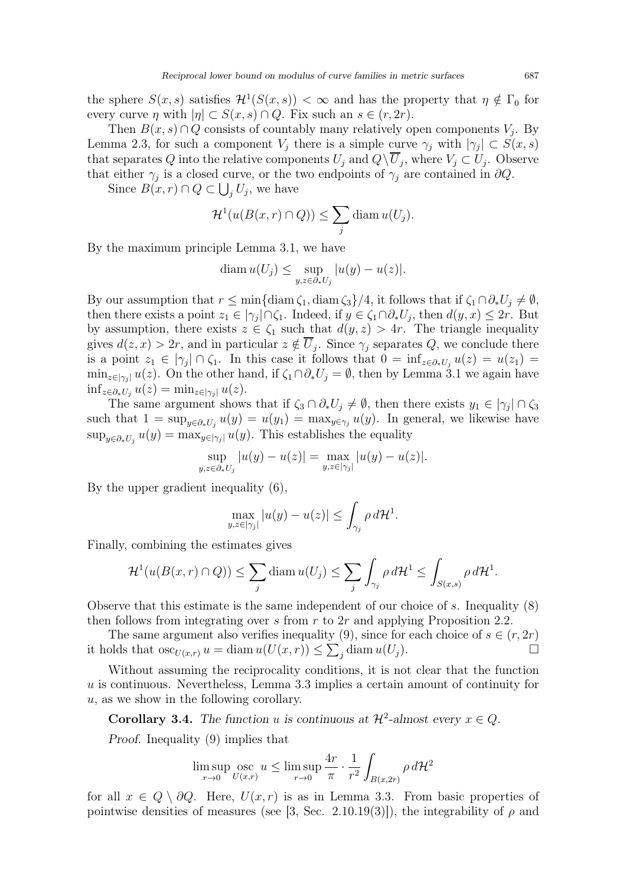the sphere $S(x,s)$ satisfies $\mathcal{H}^1(S(x,s)) < \infty$ and has the property that $\eta \notin \Gamma_0$ for every curve $\eta$ with $|\eta| \subset S(x,s) \cap Q$. Fix such an $s \in (r, 2r)$.

Then $B(x,s) \cap Q$ consists of countably many relatively open components $V_j$. By Lemma 2.3, for such a component $V_j$ there is a simple curve $\gamma_j$ with $|\gamma_j| \subset S(x,s)$ that separates $Q$ into the relative components $U_j$ and $Q \setminus \overline{U}_j$, where $V_j \subset U_j$. Observe that either $\gamma_j$ is a closed curve, or the two endpoints of $\gamma_j$ are contained in $\partial Q$.

Since $B(x,r) \cap Q \subset \bigcup_j U_j$, we have

$$\mathcal{H}^1(u(B(x,r) \cap Q)) \leq \sum_j \operatorname{diam} u(U_j).$$

By the maximum principle Lemma 3.1, we have

$$\operatorname{diam} u(U_j) \leq \sup_{y,z \in \partial_* U_j} |u(y) - u(z)|.$$

By our assumption that $r \leq \min\{\operatorname{diam} \zeta_1, \operatorname{diam} \zeta_3\}/4$, it follows that if $\zeta_1 \cap \partial_* U_j \neq \emptyset$, then there exists a point $z_1 \in |\gamma_j| \cap \zeta_1$. Indeed, if $y \in \zeta_1 \cap \partial_* U_j$, then $d(y,x) \leq 2r$. But by assumption, there exists $z \in \zeta_1$ such that $d(y,z) > 4r$. The triangle inequality gives $d(z,x) > 2r$, and in particular $z \notin \overline{U}_j$. Since $\gamma_j$ separates $Q$, we conclude there is a point $z_1 \in |\gamma_j| \cap \zeta_1$. In this case it follows that $0 = \inf_{z \in \partial_* U_j} u(z) = u(z_1) = \min_{z \in |\gamma_j|} u(z)$. On the other hand, if $\zeta_1 \cap \partial_* U_j = \emptyset$, then by Lemma 3.1 we again have $\inf_{z \in \partial_* U_j} u(z) = \min_{z \in |\gamma_j|} u(z)$.

The same argument shows that if $\zeta_3 \cap \partial_* U_j \neq \emptyset$, then there exists $y_1 \in |\gamma_j| \cap \zeta_3$ such that $1 = \sup_{y \in \partial_* U_j} u(y) = u(y_1) = \max_{y \in \gamma_j} u(y)$. In general, we likewise have $\sup_{y \in \partial_* U_j} u(y) = \max_{y \in |\gamma_j|} u(y)$. This establishes the equality

$$\sup_{y,z \in \partial_* U_j} |u(y) - u(z)| = \max_{y,z \in |\gamma_j|} |u(y) - u(z)|.$$

By the upper gradient inequality (6),

$$\max_{y,z \in |\gamma_j|} |u(y) - u(z)| \leq \int_{\gamma_j} \rho \, d\mathcal{H}^1.$$

Finally, combining the estimates gives

$$\mathcal{H}^1(u(B(x,r) \cap Q)) \leq \sum_j \operatorname{diam} u(U_j) \leq \sum_j \int_{\gamma_j} \rho \, d\mathcal{H}^1 \leq \int_{S(x,s)} \rho \, d\mathcal{H}^1.$$

Observe that this estimate is the same independent of our choice of $s$. Inequality (8) then follows from integrating over $s$ from $r$ to $2r$ and applying Proposition 2.2.

The same argument also verifies inequality (9), since for each choice of $s \in (r, 2r)$ it holds that $\operatorname{osc}_{U(x,r)} u = \operatorname{diam} u(U(x,r)) \leq \sum_j \operatorname{diam} u(U_j)$. $\square$

Without assuming the reciprocality conditions, it is not clear that the function $u$ is continuous. Nevertheless, Lemma 3.3 implies a certain amount of continuity for $u$, as we show in the following corollary.

**Corollary 3.4.** *The function $u$ is continuous at $\mathcal{H}^2$-almost every $x \in Q$.*

*Proof.* Inequality (9) implies that

$$\limsup_{r \to 0} \operatorname*{osc}_{U(x,r)} u \leq \limsup_{r \to 0} \frac{4r}{\pi} \cdot \frac{1}{r^2} \int_{B(x,2r)} \rho \, d\mathcal{H}^2$$

for all $x \in Q \setminus \partial Q$. Here, $U(x,r)$ is as in Lemma 3.3. From basic properties of pointwise densities of measures (see [3, Sec. 2.10.19(3)]), the integrability of $\rho$ and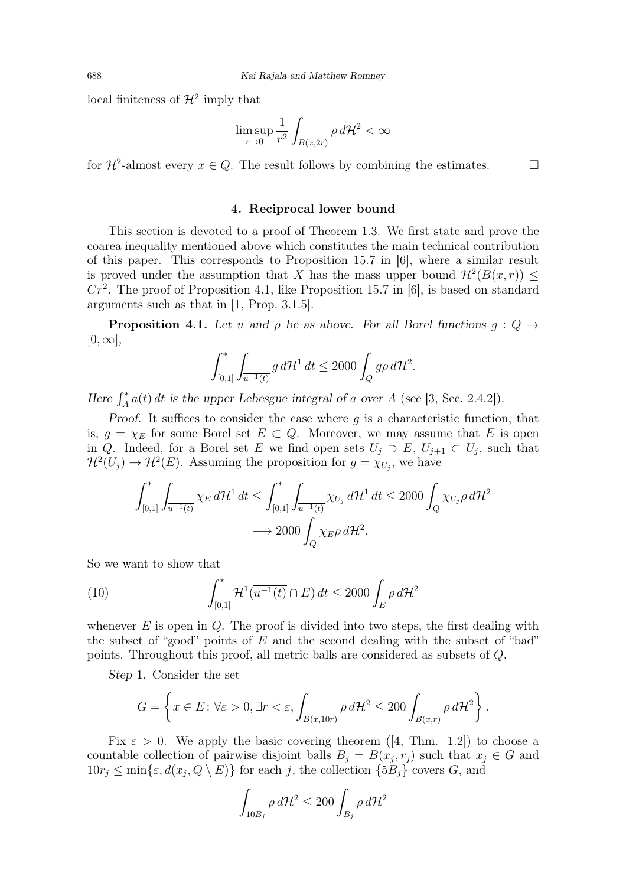local finiteness of $\mathcal{H}^2$ imply that

$$\limsup_{r\to 0} \frac{1}{r^2} \int_{B(x,2r)} \rho \, d\mathcal{H}^2 < \infty$$

for $\mathcal{H}^2$-almost every $x \in Q$. The result follows by combining the estimates. $\square$

## 4. Reciprocal lower bound

This section is devoted to a proof of Theorem 1.3. We first state and prove the coarea inequality mentioned above which constitutes the main technical contribution of this paper. This corresponds to Proposition 15.7 in [6], where a similar result is proved under the assumption that $X$ has the mass upper bound $\mathcal{H}^2(B(x,r)) \leq Cr^2$. The proof of Proposition 4.1, like Proposition 15.7 in [6], is based on standard arguments such as that in [1, Prop. 3.1.5].

**Proposition 4.1.** *Let $u$ and $\rho$ be as above. For all Borel functions $g : Q \to [0,\infty]$,*

$$\int_{[0,1]}^* \int_{\overline{u^{-1}(t)}} g \, d\mathcal{H}^1 \, dt \leq 2000 \int_Q g\rho \, d\mathcal{H}^2.$$

*Here $\int_A^* a(t)\, dt$ is the upper Lebesgue integral of $a$ over $A$ (see [3, Sec. 2.4.2]).*

*Proof.* It suffices to consider the case where $g$ is a characteristic function, that is, $g = \chi_E$ for some Borel set $E \subset Q$. Moreover, we may assume that $E$ is open in $Q$. Indeed, for a Borel set $E$ we find open sets $U_j \supset E$, $U_{j+1} \subset U_j$, such that $\mathcal{H}^2(U_j) \to \mathcal{H}^2(E)$. Assuming the proposition for $g = \chi_{U_j}$, we have

$$\int_{[0,1]}^* \int_{\overline{u^{-1}(t)}} \chi_E \, d\mathcal{H}^1 \, dt \leq \int_{[0,1]}^* \int_{\overline{u^{-1}(t)}} \chi_{U_j} \, d\mathcal{H}^1 \, dt \leq 2000 \int_Q \chi_{U_j}\rho \, d\mathcal{H}^2$$
$$\longrightarrow 2000 \int_Q \chi_E \rho \, d\mathcal{H}^2.$$

So we want to show that

$$\int_{[0,1]}^* \mathcal{H}^1(\overline{u^{-1}(t)} \cap E) \, dt \leq 2000 \int_E \rho \, d\mathcal{H}^2 \tag{10}$$

whenever $E$ is open in $Q$. The proof is divided into two steps, the first dealing with the subset of "good" points of $E$ and the second dealing with the subset of "bad" points. Throughout this proof, all metric balls are considered as subsets of $Q$.

*Step* 1. Consider the set

$$G = \left\{ x \in E \colon \forall \varepsilon > 0, \exists r < \varepsilon, \int_{B(x,10r)} \rho \, d\mathcal{H}^2 \leq 200 \int_{B(x,r)} \rho \, d\mathcal{H}^2 \right\}.$$

Fix $\varepsilon > 0$. We apply the basic covering theorem ([4, Thm. 1.2]) to choose a countable collection of pairwise disjoint balls $B_j = B(x_j, r_j)$ such that $x_j \in G$ and $10r_j \leq \min\{\varepsilon, d(x_j, Q \setminus E)\}$ for each $j$, the collection $\{5B_j\}$ covers $G$, and

$$\int_{10B_j} \rho \, d\mathcal{H}^2 \leq 200 \int_{B_j} \rho \, d\mathcal{H}^2$$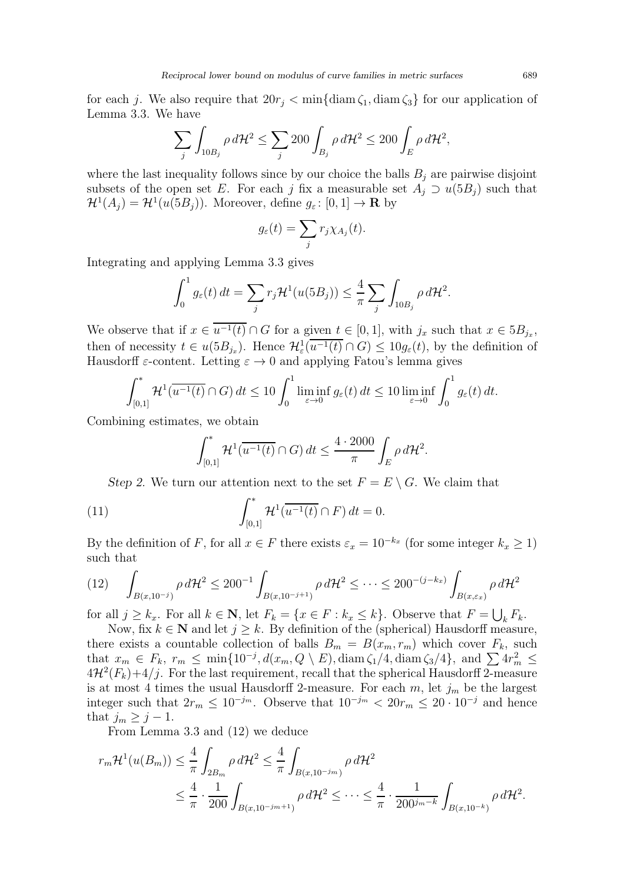for each $j$. We also require that $20r_j < \min\{\operatorname{diam}\zeta_1, \operatorname{diam}\zeta_3\}$ for our application of Lemma 3.3. We have

$$\sum_j \int_{10B_j} \rho\, d\mathcal{H}^2 \leq \sum_j 200 \int_{B_j} \rho\, d\mathcal{H}^2 \leq 200 \int_E \rho\, d\mathcal{H}^2,$$

where the last inequality follows since by our choice the balls $B_j$ are pairwise disjoint subsets of the open set $E$. For each $j$ fix a measurable set $A_j \supset u(5B_j)$ such that $\mathcal{H}^1(A_j) = \mathcal{H}^1(u(5B_j))$. Moreover, define $g_\varepsilon \colon [0,1] \to \mathbf{R}$ by

$$g_\varepsilon(t) = \sum_j r_j \chi_{A_j}(t).$$

Integrating and applying Lemma 3.3 gives

$$\int_0^1 g_\varepsilon(t)\, dt = \sum_j r_j \mathcal{H}^1(u(5B_j)) \leq \frac{4}{\pi} \sum_j \int_{10B_j} \rho\, d\mathcal{H}^2.$$

We observe that if $x \in \overline{u^{-1}(t)} \cap G$ for a given $t \in [0,1]$, with $j_x$ such that $x \in 5B_{j_x}$, then of necessity $t \in u(5B_{j_x})$. Hence $\mathcal{H}^1_\varepsilon(\overline{u^{-1}(t)} \cap G) \leq 10 g_\varepsilon(t)$, by the definition of Hausdorff $\varepsilon$-content. Letting $\varepsilon \to 0$ and applying Fatou's lemma gives

$$\int_{[0,1]}^{*} \mathcal{H}^1(\overline{u^{-1}(t)} \cap G)\, dt \leq 10 \int_0^1 \liminf_{\varepsilon\to 0} g_\varepsilon(t)\, dt \leq 10 \liminf_{\varepsilon \to 0} \int_0^1 g_\varepsilon(t)\, dt.$$

Combining estimates, we obtain

$$\int_{[0,1]}^{*} \mathcal{H}^1(\overline{u^{-1}(t)} \cap G)\, dt \leq \frac{4 \cdot 2000}{\pi} \int_E \rho\, d\mathcal{H}^2.$$

*Step 2.* We turn our attention next to the set $F = E \setminus G$. We claim that

$$\int_{[0,1]}^{*} \mathcal{H}^1(\overline{u^{-1}(t)} \cap F)\, dt = 0. \tag{11}$$

By the definition of $F$, for all $x \in F$ there exists $\varepsilon_x = 10^{-k_x}$ (for some integer $k_x \geq 1$) such that

$$\int_{B(x,10^{-j})} \rho\, d\mathcal{H}^2 \leq 200^{-1} \int_{B(x,10^{-j+1})} \rho\, d\mathcal{H}^2 \leq \cdots \leq 200^{-(j-k_x)} \int_{B(x,\varepsilon_x)} \rho\, d\mathcal{H}^2 \tag{12}$$

for all $j \geq k_x$. For all $k \in \mathbf{N}$, let $F_k = \{x \in F : k_x \leq k\}$. Observe that $F = \bigcup_k F_k$.

Now, fix $k \in \mathbf{N}$ and let $j \geq k$. By definition of the (spherical) Hausdorff measure, there exists a countable collection of balls $B_m = B(x_m, r_m)$ which cover $F_k$, such that $x_m \in F_k$, $r_m \leq \min\{10^{-j}, d(x_m, Q \setminus E), \operatorname{diam}\zeta_1/4, \operatorname{diam}\zeta_3/4\}$, and $\sum 4r_m^2 \leq 4\mathcal{H}^2(F_k) + 4/j$. For the last requirement, recall that the spherical Hausdorff 2-measure is at most 4 times the usual Hausdorff 2-measure. For each $m$, let $j_m$ be the largest integer such that $2r_m \leq 10^{-j_m}$. Observe that $10^{-j_m} < 20r_m \leq 20 \cdot 10^{-j}$ and hence that $j_m \geq j-1$.

From Lemma 3.3 and (12) we deduce

$$\begin{aligned} r_m \mathcal{H}^1(u(B_m)) &\leq \frac{4}{\pi} \int_{2B_m} \rho\, d\mathcal{H}^2 \leq \frac{4}{\pi} \int_{B(x,10^{-j_m})} \rho\, d\mathcal{H}^2 \\ &\leq \frac{4}{\pi} \cdot \frac{1}{200} \int_{B(x,10^{-j_m+1})} \rho\, d\mathcal{H}^2 \leq \cdots \leq \frac{4}{\pi} \cdot \frac{1}{200^{j_m-k}} \int_{B(x,10^{-k})} \rho\, d\mathcal{H}^2. \end{aligned}$$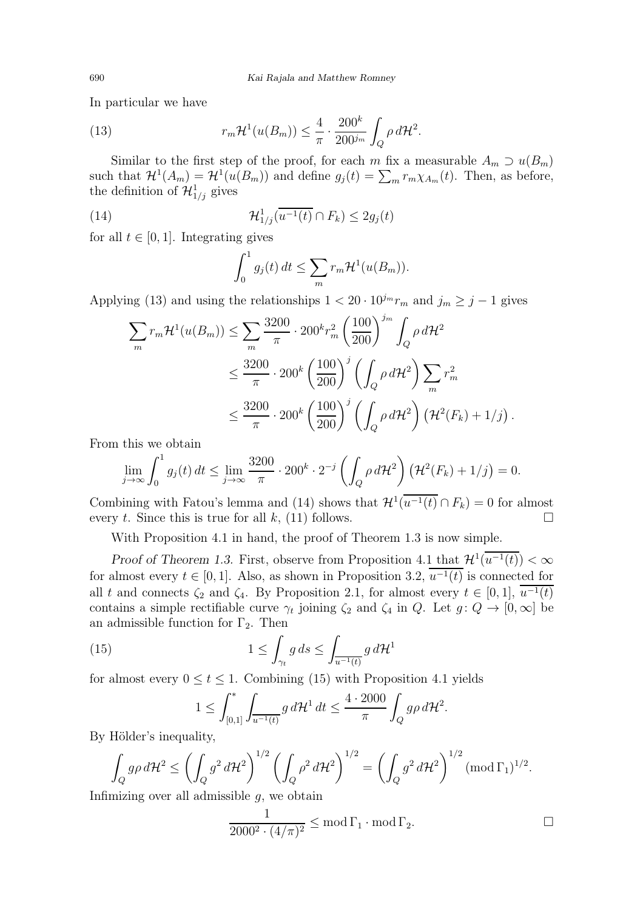In particular we have

$$r_m \mathcal{H}^1(u(B_m)) \le \frac{4}{\pi} \cdot \frac{200^k}{200^{j_m}} \int_Q \rho \, d\mathcal{H}^2. \tag{13}$$

Similar to the first step of the proof, for each $m$ fix a measurable $A_m \supset u(B_m)$ such that $\mathcal{H}^1(A_m) = \mathcal{H}^1(u(B_m))$ and define $g_j(t) = \sum_m r_m \chi_{A_m}(t)$. Then, as before, the definition of $\mathcal{H}^1_{1/j}$ gives

$$\mathcal{H}^1_{1/j}(\overline{u^{-1}(t)} \cap F_k) \le 2 g_j(t) \tag{14}$$

for all $t \in [0,1]$. Integrating gives

$$\int_0^1 g_j(t)\, dt \le \sum_m r_m \mathcal{H}^1(u(B_m)).$$

Applying (13) and using the relationships $1 < 20 \cdot 10^{j_m} r_m$ and $j_m \ge j-1$ gives

$$\begin{aligned}
\sum_m r_m \mathcal{H}^1(u(B_m)) &\le \sum_m \frac{3200}{\pi} \cdot 200^k r_m^2 \left(\frac{100}{200}\right)^{j_m} \int_Q \rho \, d\mathcal{H}^2 \\
&\le \frac{3200}{\pi} \cdot 200^k \left(\frac{100}{200}\right)^{j} \left(\int_Q \rho \, d\mathcal{H}^2\right) \sum_m r_m^2 \\
&\le \frac{3200}{\pi} \cdot 200^k \left(\frac{100}{200}\right)^{j} \left(\int_Q \rho \, d\mathcal{H}^2\right) \left(\mathcal{H}^2(F_k) + 1/j\right).
\end{aligned}$$

From this we obtain

$$\lim_{j\to\infty} \int_0^1 g_j(t)\, dt \le \lim_{j \to \infty} \frac{3200}{\pi} \cdot 200^k \cdot 2^{-j} \left(\int_Q \rho \, d\mathcal{H}^2\right) \left(\mathcal{H}^2(F_k) + 1/j\right) = 0.$$

Combining with Fatou's lemma and (14) shows that $\mathcal{H}^1(\overline{u^{-1}(t)} \cap F_k) = 0$ for almost every $t$. Since this is true for all $k$, (11) follows. $\square$

With Proposition 4.1 in hand, the proof of Theorem 1.3 is now simple.

*Proof of Theorem 1.3.* First, observe from Proposition 4.1 that $\mathcal{H}^1(\overline{u^{-1}(t)}) < \infty$ for almost every $t \in [0,1]$. Also, as shown in Proposition 3.2, $\overline{u^{-1}(t)}$ is connected for all $t$ and connects $\zeta_2$ and $\zeta_4$. By Proposition 2.1, for almost every $t \in [0,1]$, $\overline{u^{-1}(t)}$ contains a simple rectifiable curve $\gamma_t$ joining $\zeta_2$ and $\zeta_4$ in $Q$. Let $g\colon Q \to [0,\infty]$ be an admissible function for $\Gamma_2$. Then

$$1 \le \int_{\gamma_t} g \, ds \le \int_{\overline{u^{-1}(t)}} g \, d\mathcal{H}^1 \tag{15}$$

for almost every $0 \le t \le 1$. Combining (15) with Proposition 4.1 yields

$$1 \le \int^*_{[0,1]} \int_{\overline{u^{-1}(t)}} g \, d\mathcal{H}^1 \, dt \le \frac{4 \cdot 2000}{\pi} \int_Q g\rho \, d\mathcal{H}^2.$$

By Hölder's inequality,

$$\int_Q g\rho \, d\mathcal{H}^2 \le \left(\int_Q g^2 \, d\mathcal{H}^2\right)^{1/2} \left(\int_Q \rho^2 \, d\mathcal{H}^2\right)^{1/2} = \left(\int_Q g^2 \, d\mathcal{H}^2\right)^{1/2} (\operatorname{mod} \Gamma_1)^{1/2}.$$

Infimizing over all admissible $g$, we obtain

$$\frac{1}{2000^2 \cdot (4/\pi)^2} \le \operatorname{mod} \Gamma_1 \cdot \operatorname{mod} \Gamma_2. \qquad \square$$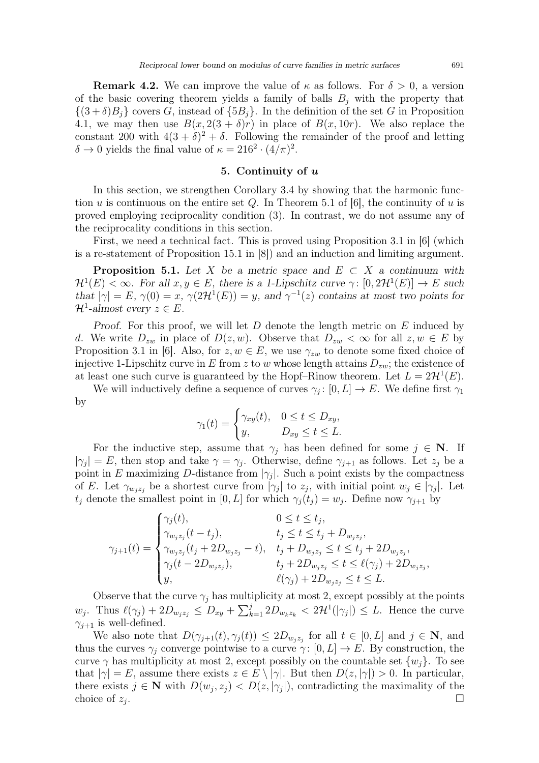**Remark 4.2.** We can improve the value of $\kappa$ as follows. For $\delta > 0$, a version of the basic covering theorem yields a family of balls $B_j$ with the property that $\{(3+\delta)B_j\}$ covers $G$, instead of $\{5B_j\}$. In the definition of the set $G$ in Proposition 4.1, we may then use $B(x, 2(3+\delta)r)$ in place of $B(x, 10r)$. We also replace the constant 200 with $4(3+\delta)^2 + \delta$. Following the remainder of the proof and letting $\delta \to 0$ yields the final value of $\kappa = 216^2 \cdot (4/\pi)^2$.

## 5. Continuity of $u$

In this section, we strengthen Corollary 3.4 by showing that the harmonic function $u$ is continuous on the entire set $Q$. In Theorem 5.1 of [6], the continuity of $u$ is proved employing reciprocality condition (3). In contrast, we do not assume any of the reciprocality conditions in this section.

First, we need a technical fact. This is proved using Proposition 3.1 in [6] (which is a re-statement of Proposition 15.1 in [8]) and an induction and limiting argument.

**Proposition 5.1.** *Let $X$ be a metric space and $E \subset X$ a continuum with $\mathcal{H}^1(E) < \infty$. For all $x, y \in E$, there is a 1-Lipschitz curve $\gamma\colon [0, 2\mathcal{H}^1(E)] \to E$ such that $|\gamma| = E$, $\gamma(0) = x$, $\gamma(2\mathcal{H}^1(E)) = y$, and $\gamma^{-1}(z)$ contains at most two points for $\mathcal{H}^1$-almost every $z \in E$.*

*Proof.* For this proof, we will let $D$ denote the length metric on $E$ induced by $d$. We write $D_{zw}$ in place of $D(z, w)$. Observe that $D_{zw} < \infty$ for all $z, w \in E$ by Proposition 3.1 in [6]. Also, for $z, w \in E$, we use $\gamma_{zw}$ to denote some fixed choice of injective 1-Lipschitz curve in $E$ from $z$ to $w$ whose length attains $D_{zw}$; the existence of at least one such curve is guaranteed by the Hopf–Rinow theorem. Let $L = 2\mathcal{H}^1(E)$.

We will inductively define a sequence of curves $\gamma_j\colon [0, L] \to E$. We define first $\gamma_1$ by

$$\gamma_1(t) = \begin{cases} \gamma_{xy}(t), & 0 \le t \le D_{xy}, \\ y, & D_{xy} \le t \le L. \end{cases}$$

For the inductive step, assume that $\gamma_j$ has been defined for some $j \in \mathbf{N}$. If $|\gamma_j| = E$, then stop and take $\gamma = \gamma_j$. Otherwise, define $\gamma_{j+1}$ as follows. Let $z_j$ be a point in $E$ maximizing $D$-distance from $|\gamma_j|$. Such a point exists by the compactness of $E$. Let $\gamma_{w_j z_j}$ be a shortest curve from $|\gamma_j|$ to $z_j$, with initial point $w_j \in |\gamma_j|$. Let $t_j$ denote the smallest point in $[0, L]$ for which $\gamma_j(t_j) = w_j$. Define now $\gamma_{j+1}$ by

$$\gamma_{j+1}(t) = \begin{cases} \gamma_j(t), & 0 \le t \le t_j, \\ \gamma_{w_j z_j}(t - t_j), & t_j \le t \le t_j + D_{w_j z_j}, \\ \gamma_{w_j z_j}(t_j + 2D_{w_j z_j} - t), & t_j + D_{w_j z_j} \le t \le t_j + 2D_{w_j z_j}, \\ \gamma_j(t - 2D_{w_j z_j}), & t_j + 2D_{w_j z_j} \le t \le \ell(\gamma_j) + 2D_{w_j z_j}, \\ y, & \ell(\gamma_j) + 2D_{w_j z_j} \le t \le L. \end{cases}$$

Observe that the curve $\gamma_j$ has multiplicity at most 2, except possibly at the points $w_j$. Thus $\ell(\gamma_j) + 2D_{w_j z_j} \le D_{xy} + \sum_{k=1}^{j} 2D_{w_k z_k} < 2\mathcal{H}^1(|\gamma_j|) \le L$. Hence the curve $\gamma_{j+1}$ is well-defined.

We also note that $D(\gamma_{j+1}(t), \gamma_j(t)) \le 2D_{w_j z_j}$ for all $t \in [0, L]$ and $j \in \mathbf{N}$, and thus the curves $\gamma_j$ converge pointwise to a curve $\gamma\colon [0, L] \to E$. By construction, the curve $\gamma$ has multiplicity at most 2, except possibly on the countable set $\{w_j\}$. To see that $|\gamma| = E$, assume there exists $z \in E \setminus |\gamma|$. But then $D(z, |\gamma|) > 0$. In particular, there exists $j \in \mathbf{N}$ with $D(w_j, z_j) < D(z, |\gamma_j|)$, contradicting the maximality of the choice of $z_j$. $\square$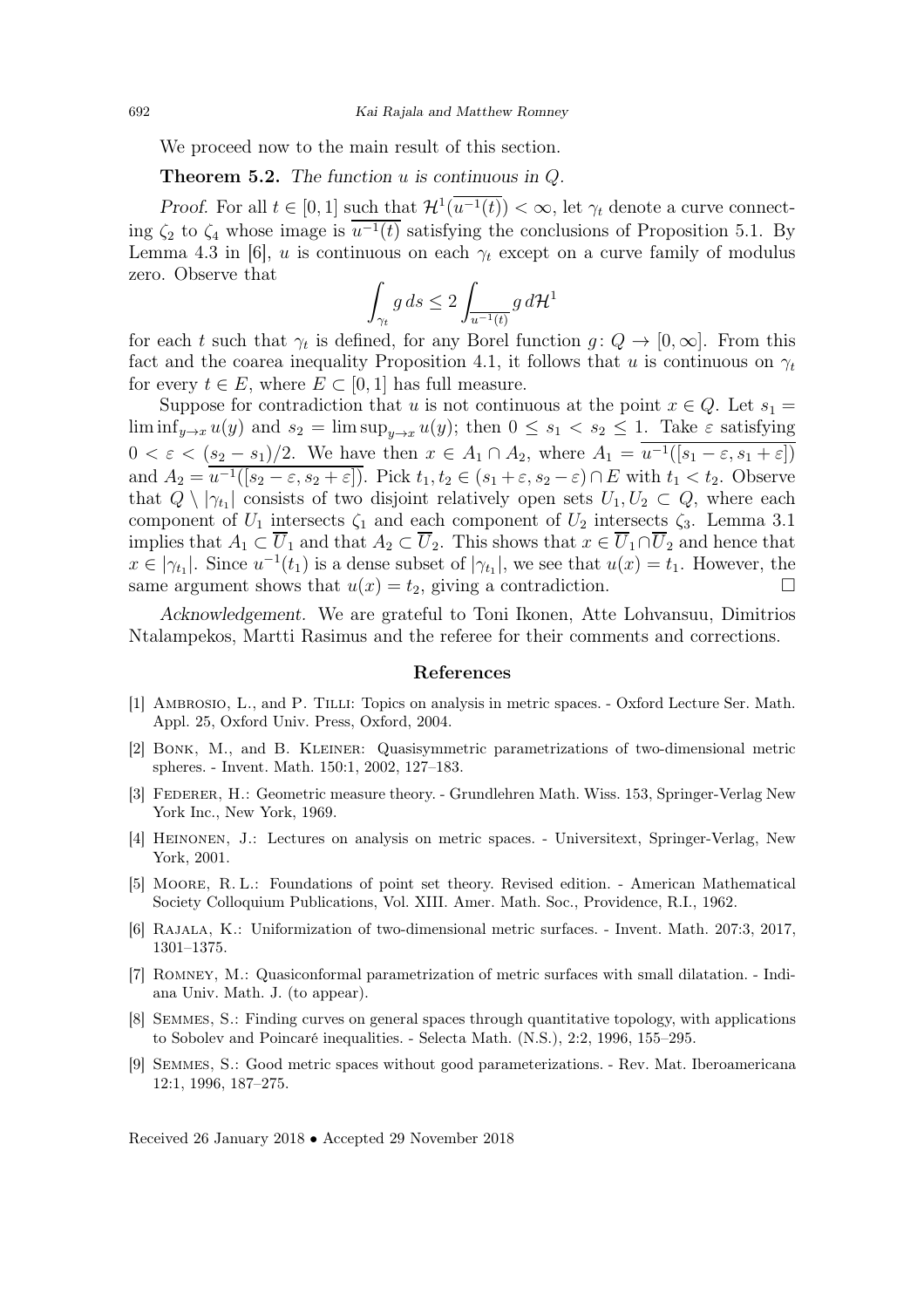We proceed now to the main result of this section.

**Theorem 5.2.** *The function $u$ is continuous in $Q$.*

*Proof.* For all $t \in [0,1]$ such that $\mathcal{H}^1(\overline{u^{-1}(t)}) < \infty$, let $\gamma_t$ denote a curve connecting $\zeta_2$ to $\zeta_4$ whose image is $\overline{u^{-1}(t)}$ satisfying the conclusions of Proposition 5.1. By Lemma 4.3 in [6], $u$ is continuous on each $\gamma_t$ except on a curve family of modulus zero. Observe that

$$\int_{\gamma_t} g\, ds \leq 2 \int_{\overline{u^{-1}(t)}} g\, d\mathcal{H}^1$$

for each $t$ such that $\gamma_t$ is defined, for any Borel function $g\colon Q \to [0,\infty]$. From this fact and the coarea inequality Proposition 4.1, it follows that $u$ is continuous on $\gamma_t$ for every $t \in E$, where $E \subset [0,1]$ has full measure.

Suppose for contradiction that $u$ is not continuous at the point $x \in Q$. Let $s_1 = \liminf_{y \to x} u(y)$ and $s_2 = \limsup_{y \to x} u(y)$; then $0 \leq s_1 < s_2 \leq 1$. Take $\varepsilon$ satisfying $0 < \varepsilon < (s_2 - s_1)/2$. We have then $x \in A_1 \cap A_2$, where $A_1 = \overline{u^{-1}([s_1 - \varepsilon, s_1 + \varepsilon])}$ and $A_2 = \overline{u^{-1}([s_2 - \varepsilon, s_2 + \varepsilon])}$. Pick $t_1, t_2 \in (s_1 + \varepsilon, s_2 - \varepsilon) \cap E$ with $t_1 < t_2$. Observe that $Q \setminus |\gamma_{t_1}|$ consists of two disjoint relatively open sets $U_1, U_2 \subset Q$, where each component of $U_1$ intersects $\zeta_1$ and each component of $U_2$ intersects $\zeta_3$. Lemma 3.1 implies that $A_1 \subset \overline{U}_1$ and that $A_2 \subset \overline{U}_2$. This shows that $x \in \overline{U}_1 \cap \overline{U}_2$ and hence that $x \in |\gamma_{t_1}|$. Since $u^{-1}(t_1)$ is a dense subset of $|\gamma_{t_1}|$, we see that $u(x) = t_1$. However, the same argument shows that $u(x) = t_2$, giving a contradiction. □

*Acknowledgement.* We are grateful to Toni Ikonen, Atte Lohvansuu, Dimitrios Ntalampekos, Martti Rasimus and the referee for their comments and corrections.

## References

[1] Ambrosio, L., and P. Tilli: Topics on analysis in metric spaces. - Oxford Lecture Ser. Math. Appl. 25, Oxford Univ. Press, Oxford, 2004.

[2] Bonk, M., and B. Kleiner: Quasisymmetric parametrizations of two-dimensional metric spheres. - Invent. Math. 150:1, 2002, 127–183.

[3] Federer, H.: Geometric measure theory. - Grundlehren Math. Wiss. 153, Springer-Verlag New York Inc., New York, 1969.

[4] Heinonen, J.: Lectures on analysis on metric spaces. - Universitext, Springer-Verlag, New York, 2001.

[5] Moore, R. L.: Foundations of point set theory. Revised edition. - American Mathematical Society Colloquium Publications, Vol. XIII. Amer. Math. Soc., Providence, R.I., 1962.

[6] Rajala, K.: Uniformization of two-dimensional metric surfaces. - Invent. Math. 207:3, 2017, 1301–1375.

[7] Romney, M.: Quasiconformal parametrization of metric surfaces with small dilatation. - Indiana Univ. Math. J. (to appear).

[8] Semmes, S.: Finding curves on general spaces through quantitative topology, with applications to Sobolev and Poincaré inequalities. - Selecta Math. (N.S.), 2:2, 1996, 155–295.

[9] Semmes, S.: Good metric spaces without good parameterizations. - Rev. Mat. Iberoamericana 12:1, 1996, 187–275.

Received 26 January 2018 • Accepted 29 November 2018